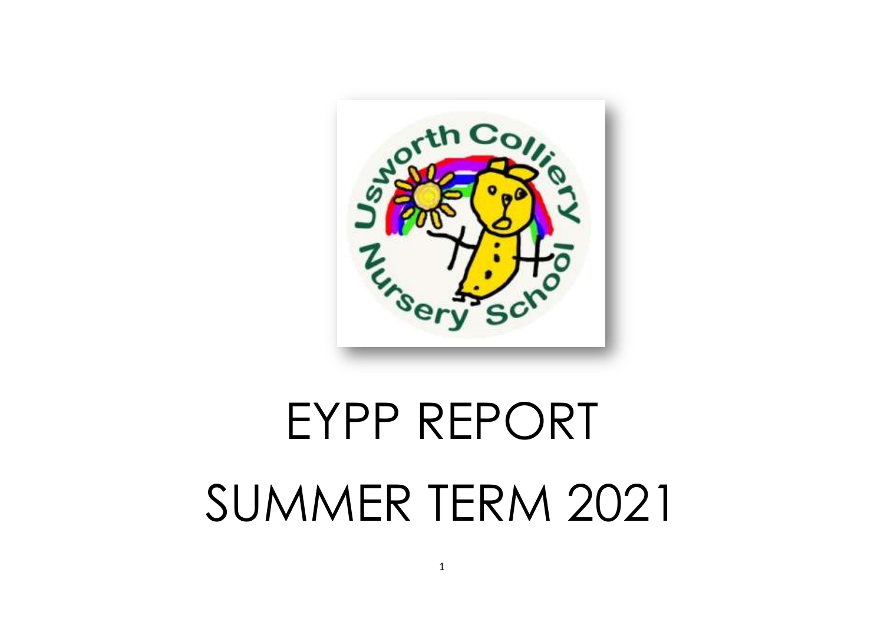# EYPP REPORT

# SUMMER TERM 2021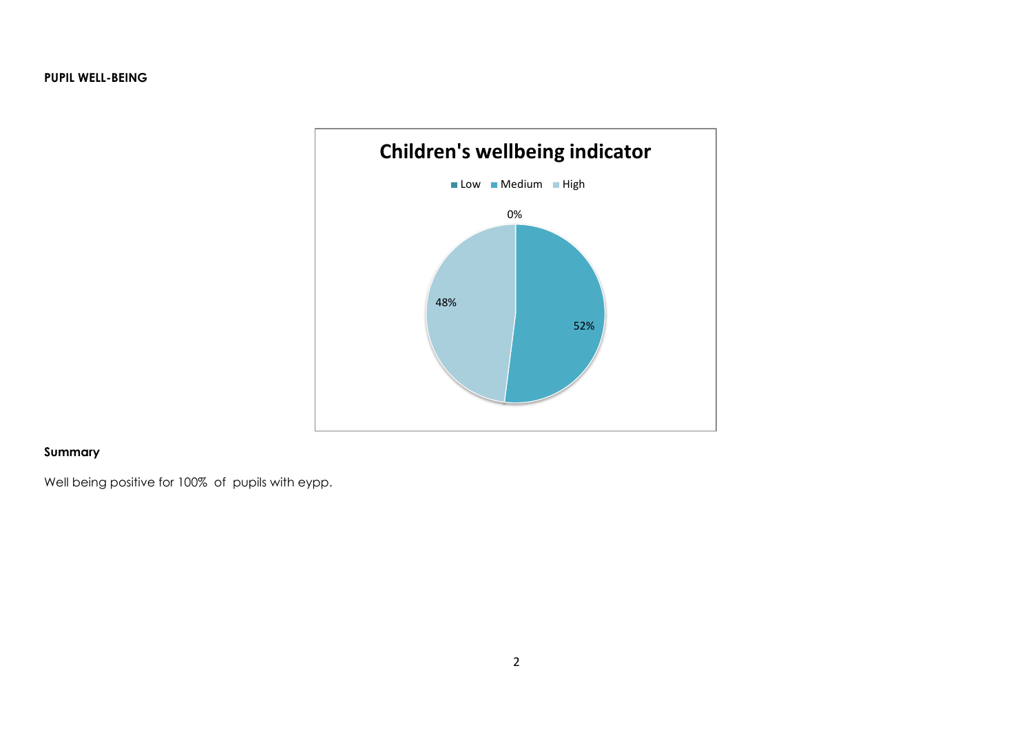**PUPIL WELL-BEING**

Children's wellbeing indicator

Low | Medium | High

0%

48%

52%

**Summary**

Well being positive for 100% of pupils with eypp.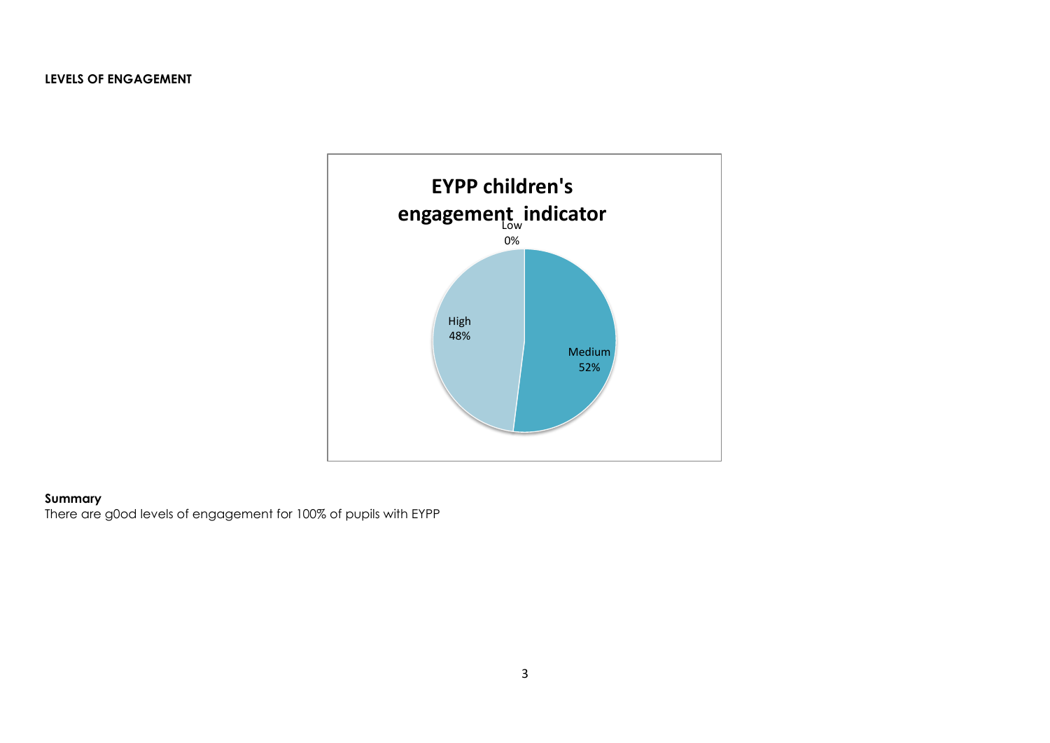**LEVELS OF ENGAGEMENT**

EYPP children's engagement indicator

Low 0%

High 48%

Medium 52%

**Summary**

There are g0od levels of engagement for 100% of pupils with EYPP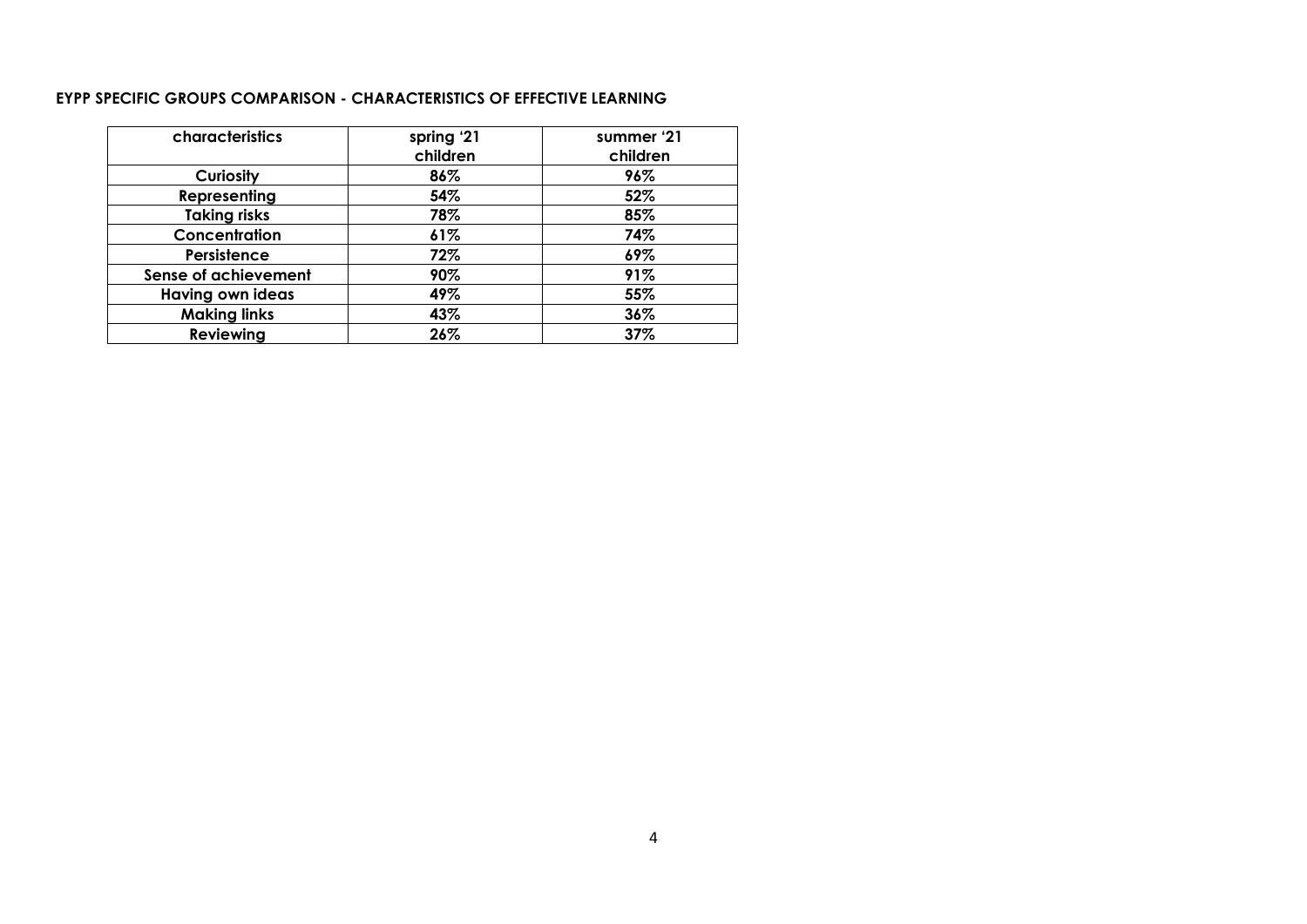**EYPP SPECIFIC GROUPS COMPARISON - CHARACTERISTICS OF EFFECTIVE LEARNING**

| characteristics | spring '21 children | summer '21 children |
|---|---|---|
| **Curiosity** | **86%** | **96%** |
| **Representing** | **54%** | **52%** |
| **Taking risks** | **78%** | **85%** |
| **Concentration** | **61%** | **74%** |
| **Persistence** | **72%** | **69%** |
| **Sense of achievement** | **90%** | **91%** |
| **Having own ideas** | **49%** | **55%** |
| **Making links** | **43%** | **36%** |
| **Reviewing** | **26%** | **37%** |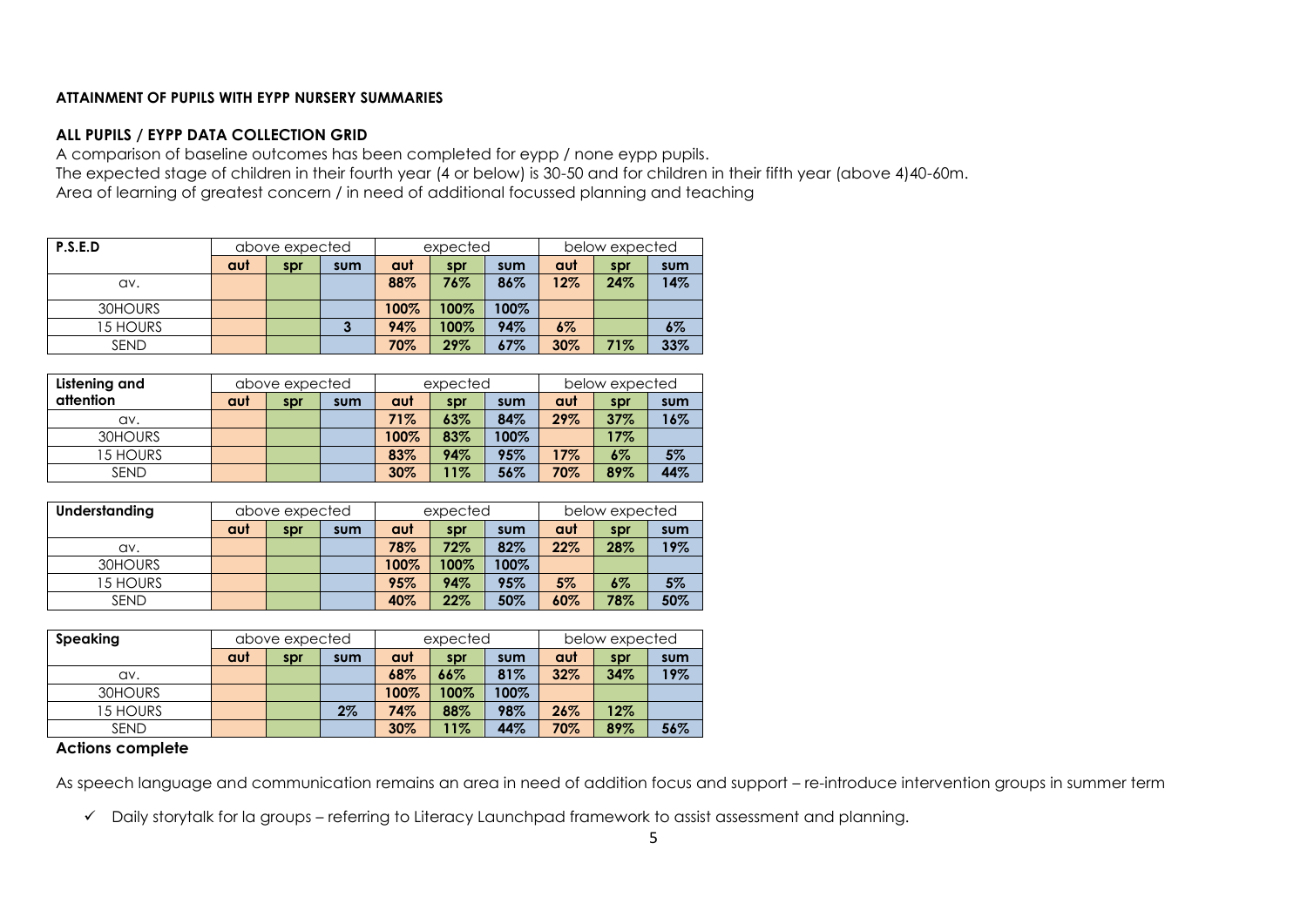**ATTAINMENT OF PUPILS WITH EYPP NURSERY SUMMARIES**

**ALL PUPILS / EYPP DATA COLLECTION GRID**

A comparison of baseline outcomes has been completed for eypp / none eypp pupils.
The expected stage of children in their fourth year (4 or below) is 30-50 and for children in their fifth year (above 4)40-60m.
Area of learning of greatest concern / in need of additional focussed planning and teaching

| **P.S.E.D** | above expected | | | expected | | | below expected | | |
|---|---|---|---|---|---|---|---|---|---|
| | **aut** | **spr** | **sum** | **aut** | **spr** | **sum** | **aut** | **spr** | **sum** |
| av. | | | | **88%** | **76%** | **86%** | **12%** | **24%** | **14%** |
| 30HOURS | | | | **100%** | **100%** | **100%** | | | |
| 15 HOURS | | | **3** | **94%** | **100%** | **94%** | **6%** | | **6%** |
| SEND | | | | **70%** | **29%** | **67%** | **30%** | **71%** | **33%** |

| **Listening and attention** | above expected | | | expected | | | below expected | | |
|---|---|---|---|---|---|---|---|---|---|
| | **aut** | **spr** | **sum** | **aut** | **spr** | **sum** | **aut** | **spr** | **sum** |
| av. | | | | **71%** | **63%** | **84%** | **29%** | **37%** | **16%** |
| 30HOURS | | | | **100%** | **83%** | **100%** | | **17%** | |
| 15 HOURS | | | | **83%** | **94%** | **95%** | **17%** | **6%** | **5%** |
| SEND | | | | **30%** | **11%** | **56%** | **70%** | **89%** | **44%** |

| **Understanding** | above expected | | | expected | | | below expected | | |
|---|---|---|---|---|---|---|---|---|---|
| | **aut** | **spr** | **sum** | **aut** | **spr** | **sum** | **aut** | **spr** | **sum** |
| av. | | | | **78%** | **72%** | **82%** | **22%** | **28%** | **19%** |
| 30HOURS | | | | **100%** | **100%** | **100%** | | | |
| 15 HOURS | | | | **95%** | **94%** | **95%** | **5%** | **6%** | **5%** |
| SEND | | | | **40%** | **22%** | **50%** | **60%** | **78%** | **50%** |

| **Speaking** | above expected | | | expected | | | below expected | | |
|---|---|---|---|---|---|---|---|---|---|
| | **aut** | **spr** | **sum** | **aut** | **spr** | **sum** | **aut** | **spr** | **sum** |
| av. | | | | **68%** | **66%** | **81%** | **32%** | **34%** | **19%** |
| 30HOURS | | | | **100%** | **100%** | **100%** | | | |
| 15 HOURS | | | **2%** | **74%** | **88%** | **98%** | **26%** | **12%** | |
| SEND | | | | **30%** | **11%** | **44%** | **70%** | **89%** | **56%** |

**Actions complete**

As speech language and communication remains an area in need of addition focus and support – re-introduce intervention groups in summer term

- ✓ Daily storytalk for la groups – referring to Literacy Launchpad framework to assist assessment and planning.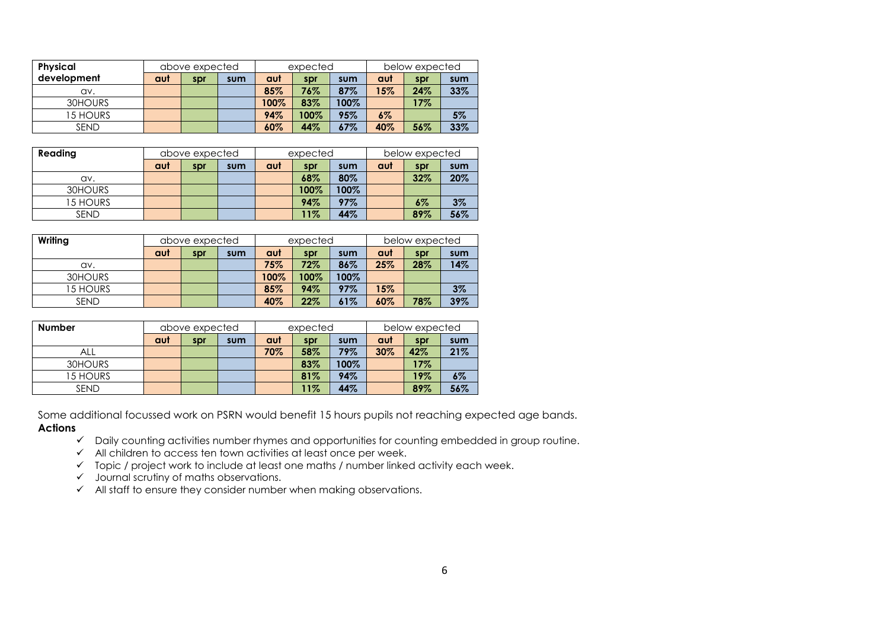| Physical development | above expected | | | expected | | | below expected | | |
|---|---|---|---|---|---|---|---|---|---|
| | aut | spr | sum | aut | spr | sum | aut | spr | sum |
| av. | | | | 85% | 76% | 87% | 15% | 24% | 33% |
| 30HOURS | | | | 100% | 83% | 100% | | 17% | |
| 15 HOURS | | | | 94% | 100% | 95% | 6% | | 5% |
| SEND | | | | 60% | 44% | 67% | 40% | 56% | 33% |

| Reading | above expected | | | expected | | | below expected | | |
|---|---|---|---|---|---|---|---|---|---|
| | aut | spr | sum | aut | spr | sum | aut | spr | sum |
| av. | | | | | 68% | 80% | | 32% | 20% |
| 30HOURS | | | | | 100% | 100% | | | |
| 15 HOURS | | | | | 94% | 97% | | 6% | 3% |
| SEND | | | | | 11% | 44% | | 89% | 56% |

| Writing | above expected | | | expected | | | below expected | | |
|---|---|---|---|---|---|---|---|---|---|
| | aut | spr | sum | aut | spr | sum | aut | spr | sum |
| av. | | | | 75% | 72% | 86% | 25% | 28% | 14% |
| 30HOURS | | | | 100% | 100% | 100% | | | |
| 15 HOURS | | | | 85% | 94% | 97% | 15% | | 3% |
| SEND | | | | 40% | 22% | 61% | 60% | 78% | 39% |

| Number | above expected | | | expected | | | below expected | | |
|---|---|---|---|---|---|---|---|---|---|
| | aut | spr | sum | aut | spr | sum | aut | spr | sum |
| ALL | | | | 70% | 58% | 79% | 30% | 42% | 21% |
| 30HOURS | | | | | 83% | 100% | | 17% | |
| 15 HOURS | | | | | 81% | 94% | | 19% | 6% |
| SEND | | | | | 11% | 44% | | 89% | 56% |

Some additional focussed work on PSRN would benefit 15 hours pupils not reaching expected age bands.

**Actions**

- ✓ Daily counting activities number rhymes and opportunities for counting embedded in group routine.
- ✓ All children to access ten town activities at least once per week.
- ✓ Topic / project work to include at least one maths / number linked activity each week.
- ✓ Journal scrutiny of maths observations.
- ✓ All staff to ensure they consider number when making observations.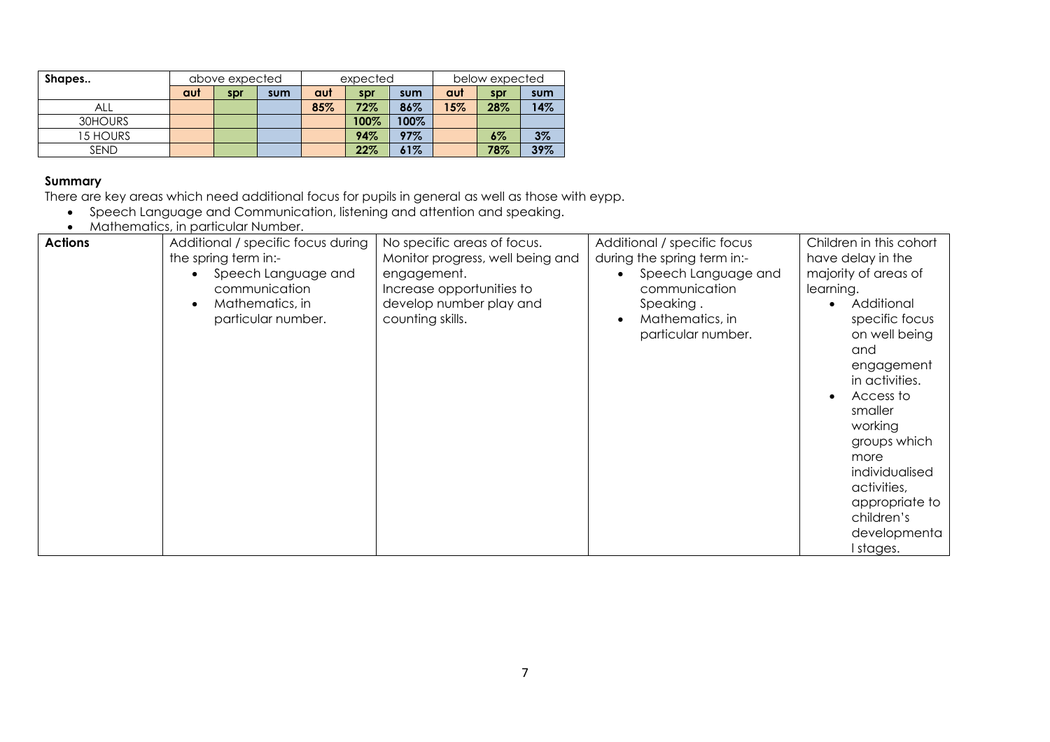| Shapes.. | above expected | | | expected | | | below expected | | |
|---|---|---|---|---|---|---|---|---|---|
| | aut | spr | sum | aut | spr | sum | aut | spr | sum |
| ALL | | | | 85% | 72% | 86% | 15% | 28% | 14% |
| 30HOURS | | | | | 100% | 100% | | | |
| 15 HOURS | | | | | 94% | 97% | | 6% | 3% |
| SEND | | | | | 22% | 61% | | 78% | 39% |

**Summary**

There are key areas which need additional focus for pupils in general as well as those with eypp.

- Speech Language and Communication, listening and attention and speaking.
- Mathematics, in particular Number.

| Actions | Additional / specific focus during the spring term in:-<br>• Speech Language and communication<br>• Mathematics, in particular number. | No specific areas of focus.<br>Monitor progress, well being and engagement.<br>Increase opportunities to develop number play and counting skills. | Additional / specific focus during the spring term in:-<br>• Speech Language and communication Speaking .<br>• Mathematics, in particular number. | Children in this cohort have delay in the majority of areas of learning.<br>• Additional specific focus on well being and engagement in activities.<br>• Access to smaller working groups which more individualised activities, appropriate to children's developmental stages. |
|---|---|---|---|---|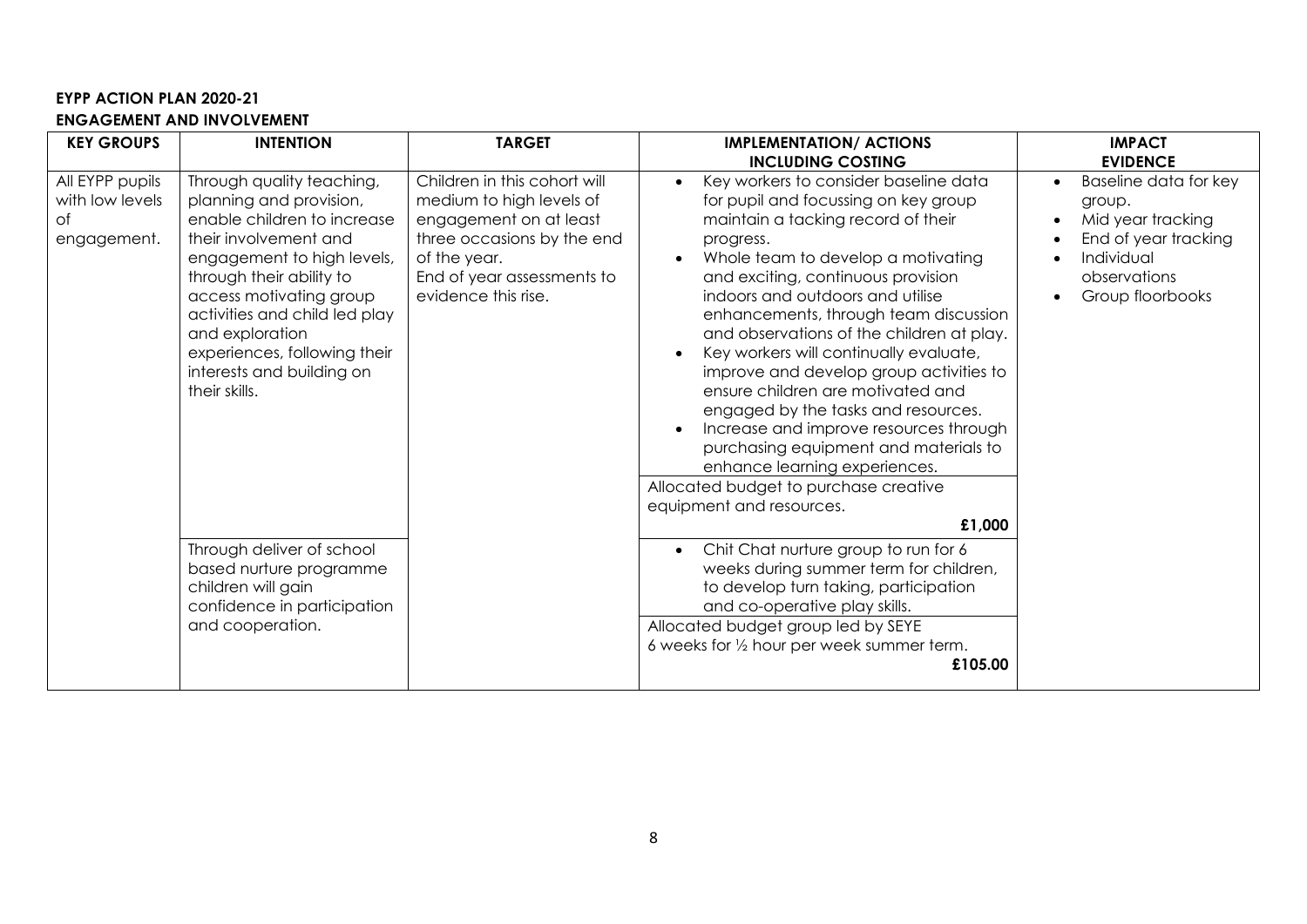**EYPP ACTION PLAN 2020-21**

**ENGAGEMENT AND INVOLVEMENT**

| KEY GROUPS | INTENTION | TARGET | IMPLEMENTATION/ ACTIONS INCLUDING COSTING | IMPACT EVIDENCE |
|---|---|---|---|---|
| All EYPP pupils with low levels of engagement. | Through quality teaching, planning and provision, enable children to increase their involvement and engagement to high levels, through their ability to access motivating group activities and child led play and exploration experiences, following their interests and building on their skills. | Children in this cohort will medium to high levels of engagement on at least three occasions by the end of the year. End of year assessments to evidence this rise. | • Key workers to consider baseline data for pupil and focussing on key group maintain a tacking record of their progress.<br>• Whole team to develop a motivating and exciting, continuous provision indoors and outdoors and utilise enhancements, through team discussion and observations of the children at play.<br>• Key workers will continually evaluate, improve and develop group activities to ensure children are motivated and engaged by the tasks and resources.<br>• Increase and improve resources through purchasing equipment and materials to enhance learning experiences.<br>Allocated budget to purchase creative equipment and resources.<br>**£1,000** | • Baseline data for key group.<br>• Mid year tracking<br>• End of year tracking<br>• Individual observations<br>• Group floorbooks |
| | Through deliver of school based nurture programme children will gain confidence in participation and cooperation. | | • Chit Chat nurture group to run for 6 weeks during summer term for children, to develop turn taking, participation and co-operative play skills.<br>Allocated budget group led by SEYE<br>6 weeks for ½ hour per week summer term.<br>**£105.00** | |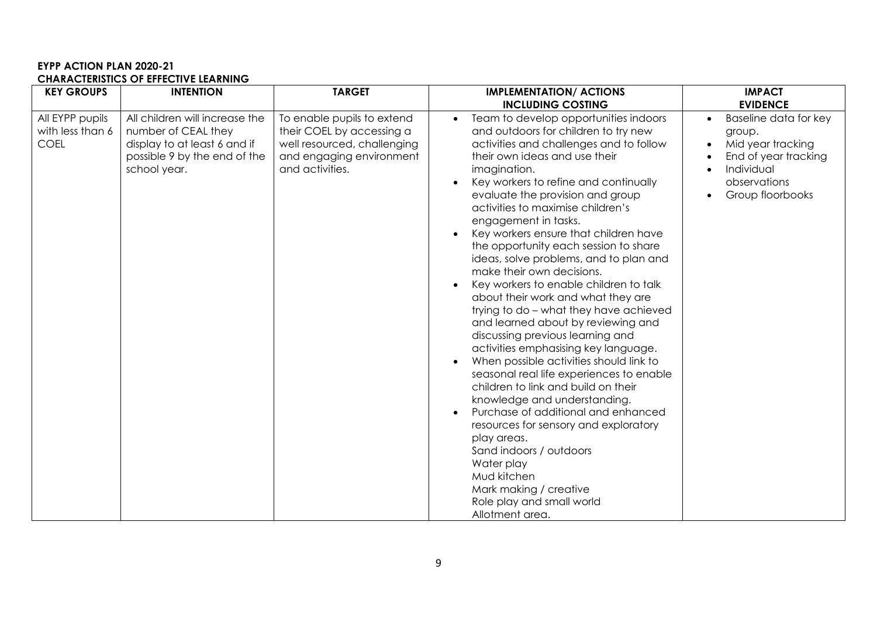**EYPP ACTION PLAN 2020-21**

**CHARACTERISTICS OF EFFECTIVE LEARNING**

| KEY GROUPS | INTENTION | TARGET | IMPLEMENTATION/ ACTIONS INCLUDING COSTING | IMPACT EVIDENCE |
|---|---|---|---|---|
| All EYPP pupils with less than 6 COEL | All children will increase the number of CEAL they display to at least 6 and if possible 9 by the end of the school year. | To enable pupils to extend their COEL by accessing a well resourced, challenging and engaging environment and activities. | • Team to develop opportunities indoors and outdoors for children to try new activities and challenges and to follow their own ideas and use their imagination.<br>• Key workers to refine and continually evaluate the provision and group activities to maximise children's engagement in tasks.<br>• Key workers ensure that children have the opportunity each session to share ideas, solve problems, and to plan and make their own decisions.<br>• Key workers to enable children to talk about their work and what they are trying to do – what they have achieved and learned about by reviewing and discussing previous learning and activities emphasising key language.<br>• When possible activities should link to seasonal real life experiences to enable children to link and build on their knowledge and understanding.<br>• Purchase of additional and enhanced resources for sensory and exploratory play areas.<br>Sand indoors / outdoors<br>Water play<br>Mud kitchen<br>Mark making / creative<br>Role play and small world<br>Allotment area. | • Baseline data for key group.<br>• Mid year tracking<br>• End of year tracking<br>• Individual observations<br>• Group floorbooks |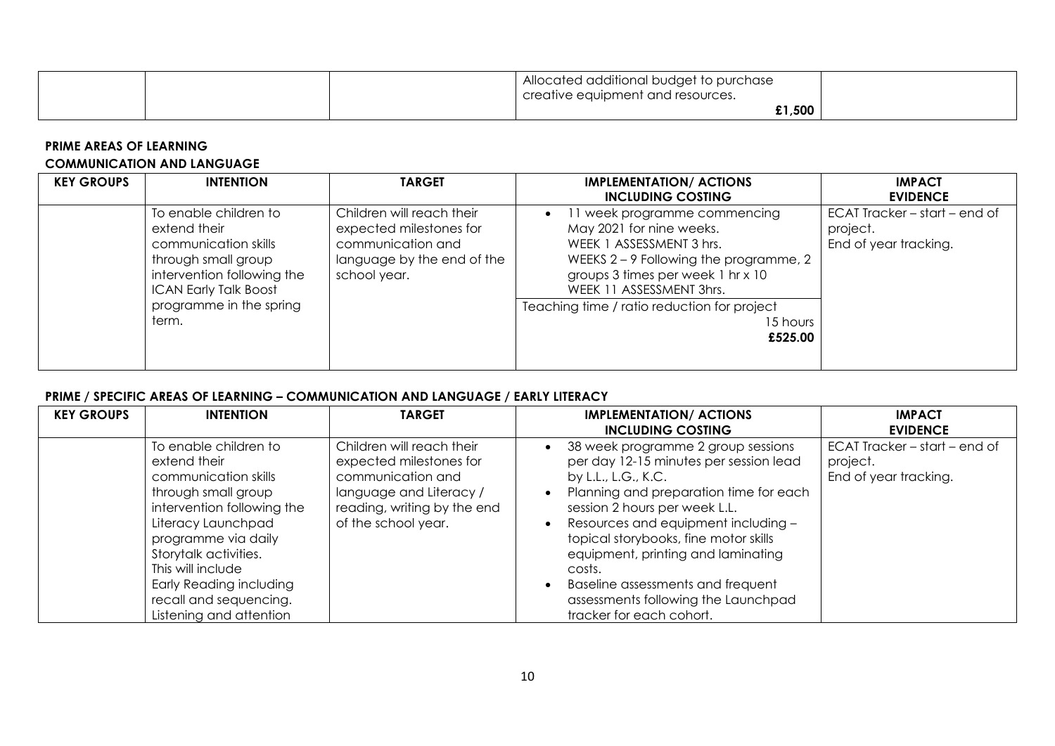| | | | Allocated additional budget to purchase creative equipment and resources. **£1,500** | |
|---|---|---|---|---|

**PRIME AREAS OF LEARNING**

**COMMUNICATION AND LANGUAGE**

| KEY GROUPS | INTENTION | TARGET | IMPLEMENTATION/ ACTIONS INCLUDING COSTING | IMPACT EVIDENCE |
|---|---|---|---|---|
| | To enable children to extend their communication skills through small group intervention following the ICAN Early Talk Boost programme in the spring term. | Children will reach their expected milestones for communication and language by the end of the school year. | • 11 week programme commencing May 2021 for nine weeks. WEEK 1 ASSESSMENT 3 hrs. WEEKS 2 – 9 Following the programme, 2 groups 3 times per week 1 hr x 10 WEEK 11 ASSESSMENT 3hrs.<br>Teaching time / ratio reduction for project 15 hours **£525.00** | ECAT Tracker – start – end of project.<br>End of year tracking. |

**PRIME / SPECIFIC AREAS OF LEARNING – COMMUNICATION AND LANGUAGE / EARLY LITERACY**

| KEY GROUPS | INTENTION | TARGET | IMPLEMENTATION/ ACTIONS INCLUDING COSTING | IMPACT EVIDENCE |
|---|---|---|---|---|
| | To enable children to extend their communication skills through small group intervention following the Literacy Launchpad programme via daily Storytalk activities.<br>This will include<br>Early Reading including recall and sequencing.<br>Listening and attention | Children will reach their expected milestones for communication and language and Literacy / reading, writing by the end of the school year. | • 38 week programme 2 group sessions per day 12-15 minutes per session lead by L.L., L.G., K.C.<br>• Planning and preparation time for each session 2 hours per week L.L.<br>• Resources and equipment including – topical storybooks, fine motor skills equipment, printing and laminating costs.<br>• Baseline assessments and frequent assessments following the Launchpad tracker for each cohort. | ECAT Tracker – start – end of project.<br>End of year tracking. |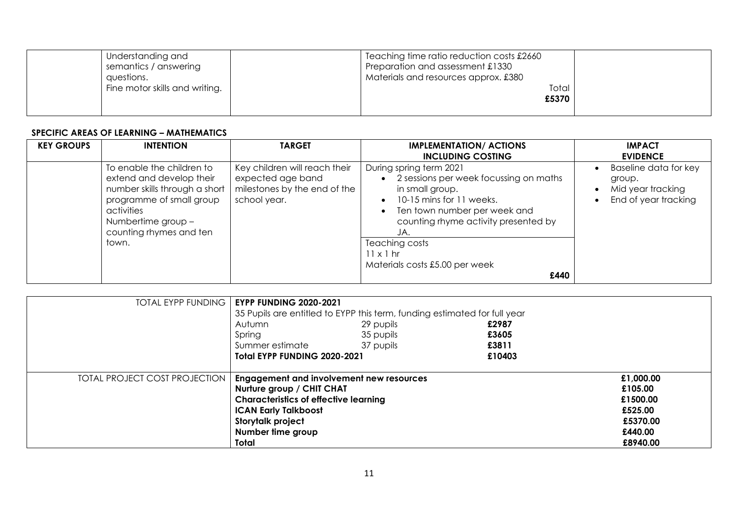| | | | | |
|---|---|---|---|---|
| | Understanding and semantics / answering questions.<br>Fine motor skills and writing. | | Teaching time ratio reduction costs £2660<br>Preparation and assessment £1330<br>Materials and resources approx. £380<br>Total **£5370** | |

**SPECIFIC AREAS OF LEARNING – MATHEMATICS**

| KEY GROUPS | INTENTION | TARGET | IMPLEMENTATION/ ACTIONS INCLUDING COSTING | IMPACT EVIDENCE |
|---|---|---|---|---|
| | To enable the children to extend and develop their number skills through a short programme of small group activities<br>Numbertime group – counting rhymes and ten town. | Key children will reach their expected age band milestones by the end of the school year. | During spring term 2021<br>• 2 sessions per week focussing on maths in small group.<br>• 10-15 mins for 11 weeks.<br>• Ten town number per week and counting rhyme activity presented by JA.<br>Teaching costs<br>11 x 1 hr<br>Materials costs £5.00 per week<br>**£440** | • Baseline data for key group.<br>• Mid year tracking<br>• End of year tracking |

| | | | | |
|---|---|---|---|---|
| TOTAL EYPP FUNDING | **EYPP FUNDING 2020-2021**<br>35 Pupils are entitled to EYPP this term, funding estimated for full year | | | |
| | Autumn | 29 pupils | **£2987** | |
| | Spring | 35 pupils | **£3605** | |
| | Summer estimate | 37 pupils | **£3811** | |
| | **Total EYPP FUNDING 2020-2021** | | **£10403** | |
| TOTAL PROJECT COST PROJECTION | **Engagement and involvement new resources** | | | **£1,000.00** |
| | **Nurture group / CHIT CHAT** | | | **£105.00** |
| | **Characteristics of effective learning** | | | **£1500.00** |
| | **ICAN Early Talkboost** | | | **£525.00** |
| | **Storytalk project** | | | **£5370.00** |
| | **Number time group** | | | **£440.00** |
| | **Total** | | | **£8940.00** |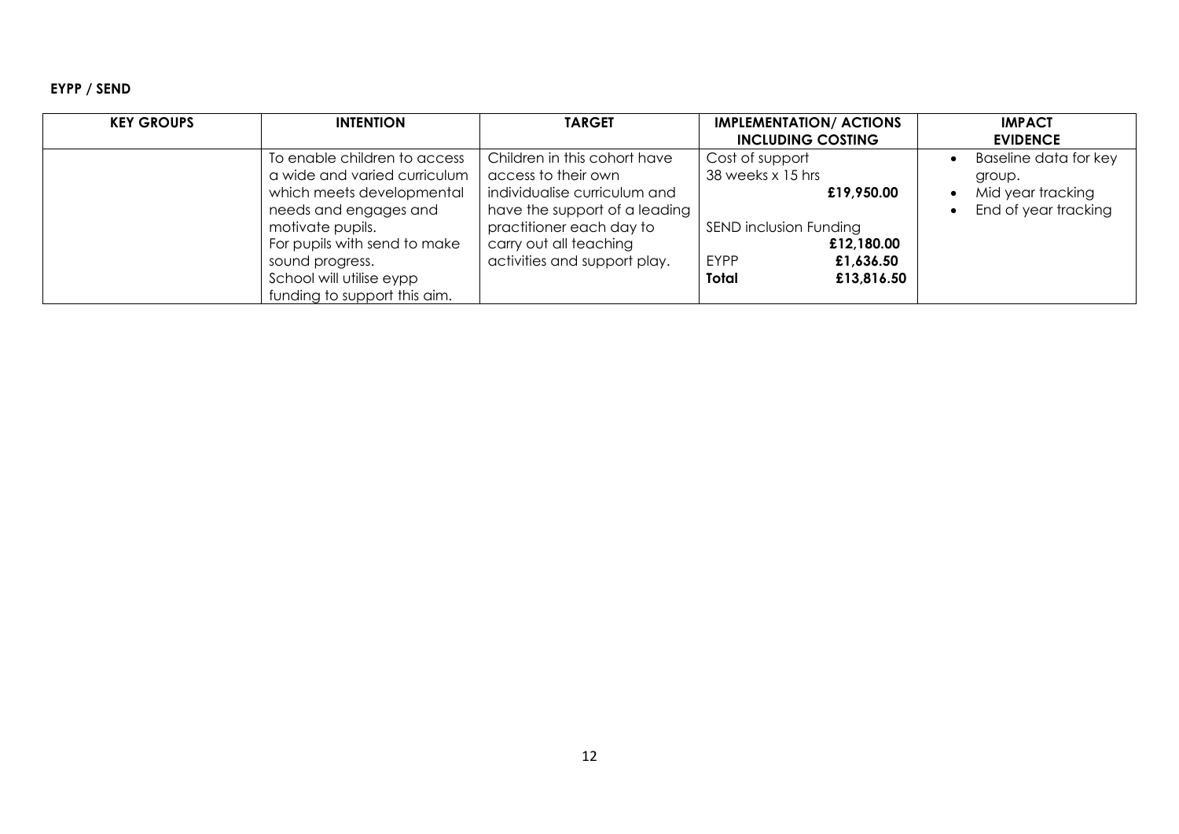**EYPP / SEND**

| KEY GROUPS | INTENTION | TARGET | IMPLEMENTATION/ ACTIONS INCLUDING COSTING | IMPACT EVIDENCE |
|---|---|---|---|---|
| | To enable children to access a wide and varied curriculum which meets developmental needs and engages and motivate pupils.<br>For pupils with send to make sound progress.<br>School will utilise eypp funding to support this aim. | Children in this cohort have access to their own individualise curriculum and have the support of a leading practitioner each day to carry out all teaching activities and support play. | Cost of support<br>38 weeks x 15 hrs **£19,950.00**<br><br>SEND inclusion Funding **£12,180.00**<br>EYPP **£1,636.50**<br>**Total** **£13,816.50** | • Baseline data for key group.<br>• Mid year tracking<br>• End of year tracking |